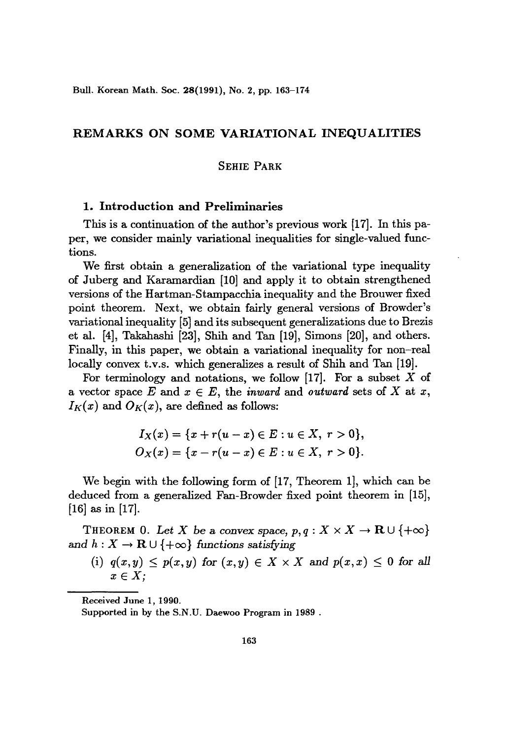# REMARKS ON SOME VARIATIONAL INEQUALITIES

SEHIE PARK

## 1. Introduction and Preliminaries

This is a continuation of the author's previous work [17]. In this paper, we consider mainly variational inequalities for single-valued functions.

We first obtain a generalization of the variational type inequality of Juberg and Karamardian [10] and apply it to obtain strengthened versions of the Hartman-Stampacchia inequality and the Brouwer fixed point theorem. Next, we obtain fairly general versions of Browder's variational inequality [5] and its subsequent generalizations due to Brezis et al. [4], Takahashi [23], Shih and Tan [19], Simons [20], and others. Finally, in this paper, we obtain a variational inequality for non-real locally convex t.v.s. which generalizes a result of Shih and Tan [19].

For terminology and notations, we follow [17]. For a subset $X$ of a vector space $E$ and $x \in E$, the *inward* and *outward* sets of $X$ at $x$, $I_K(x)$ and $O_K(x)$, are defined as follows:

$$I_X(x) = \{x + r(u - x) \in E : u \in X,\ r > 0\},$$
$$O_X(x) = \{x - r(u - x) \in E : u \in X,\ r > 0\}.$$

We begin with the following form of [17, Theorem 1], which can be deduced from a generalized Fan-Browder fixed point theorem in [15], [16] as in [17].

THEOREM 0. *Let $X$ be a convex space, $p, q : X \times X \to \mathbf{R} \cup \{+\infty\}$ and $h : X \to \mathbf{R} \cup \{+\infty\}$ functions satisfying*

(i) *$q(x, y) \leq p(x, y)$ for $(x, y) \in X \times X$ and $p(x, x) \leq 0$ for all $x \in X$;*

---

Received June 1, 1990.

Supported in by the S.N.U. Daewoo Program in 1989 .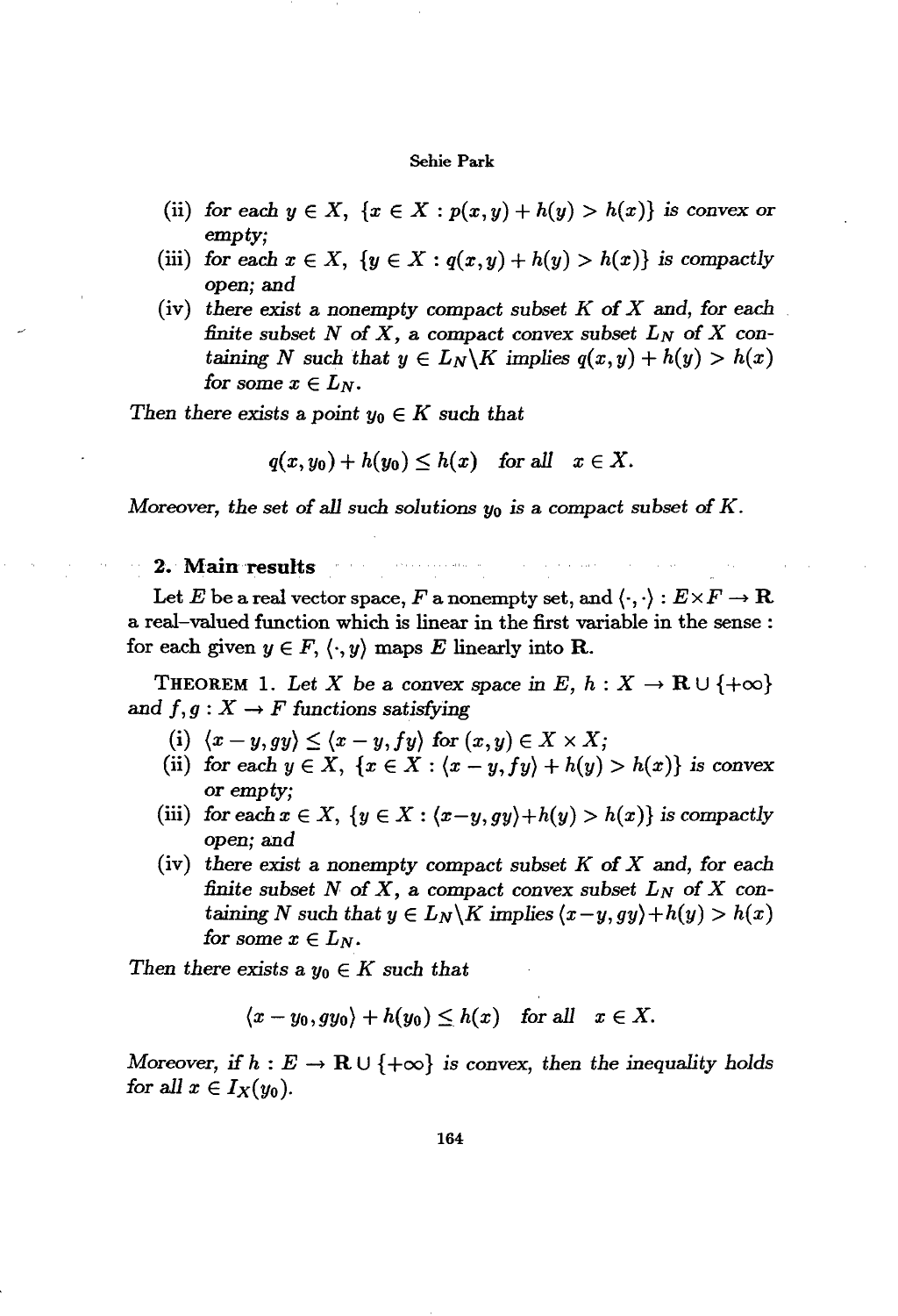(ii) *for each* $y \in X$, $\{x \in X : p(x,y) + h(y) > h(x)\}$ *is convex or empty;*

(iii) *for each* $x \in X$, $\{y \in X : q(x,y) + h(y) > h(x)\}$ *is compactly open; and*

(iv) *there exist a nonempty compact subset* $K$ *of* $X$ *and, for each finite subset* $N$ *of* $X$, *a compact convex subset* $L_N$ *of* $X$ *containing* $N$ *such that* $y \in L_N \backslash K$ *implies* $q(x,y) + h(y) > h(x)$ *for some* $x \in L_N$.

*Then there exists a point* $y_0 \in K$ *such that*

$$q(x, y_0) + h(y_0) \leq h(x) \quad \text{for all} \quad x \in X.$$

*Moreover, the set of all such solutions* $y_0$ *is a compact subset of* $K$.

## 2. Main results

Let $E$ be a real vector space, $F$ a nonempty set, and $\langle \cdot, \cdot \rangle : E \times F \to \mathbf{R}$ a real-valued function which is linear in the first variable in the sense : for each given $y \in F$, $\langle \cdot, y \rangle$ maps $E$ linearly into $\mathbf{R}$.

**Theorem 1.** *Let* $X$ *be a convex space in* $E$, $h : X \to \mathbf{R} \cup \{+\infty\}$ *and* $f, g : X \to F$ *functions satisfying*

(i) $\langle x - y, gy \rangle \leq \langle x - y, fy \rangle$ *for* $(x,y) \in X \times X$;

(ii) *for each* $y \in X$, $\{x \in X : \langle x - y, fy \rangle + h(y) > h(x)\}$ *is convex or empty;*

(iii) *for each* $x \in X$, $\{y \in X : \langle x - y, gy \rangle + h(y) > h(x)\}$ *is compactly open; and*

(iv) *there exist a nonempty compact subset* $K$ *of* $X$ *and, for each finite subset* $N$ *of* $X$, *a compact convex subset* $L_N$ *of* $X$ *containing* $N$ *such that* $y \in L_N \backslash K$ *implies* $\langle x - y, gy \rangle + h(y) > h(x)$ *for some* $x \in L_N$.

*Then there exists a* $y_0 \in K$ *such that*

$$\langle x - y_0, gy_0 \rangle + h(y_0) \leq h(x) \quad \text{for all} \quad x \in X.$$

*Moreover, if* $h : E \to \mathbf{R} \cup \{+\infty\}$ *is convex, then the inequality holds for all* $x \in I_X(y_0)$.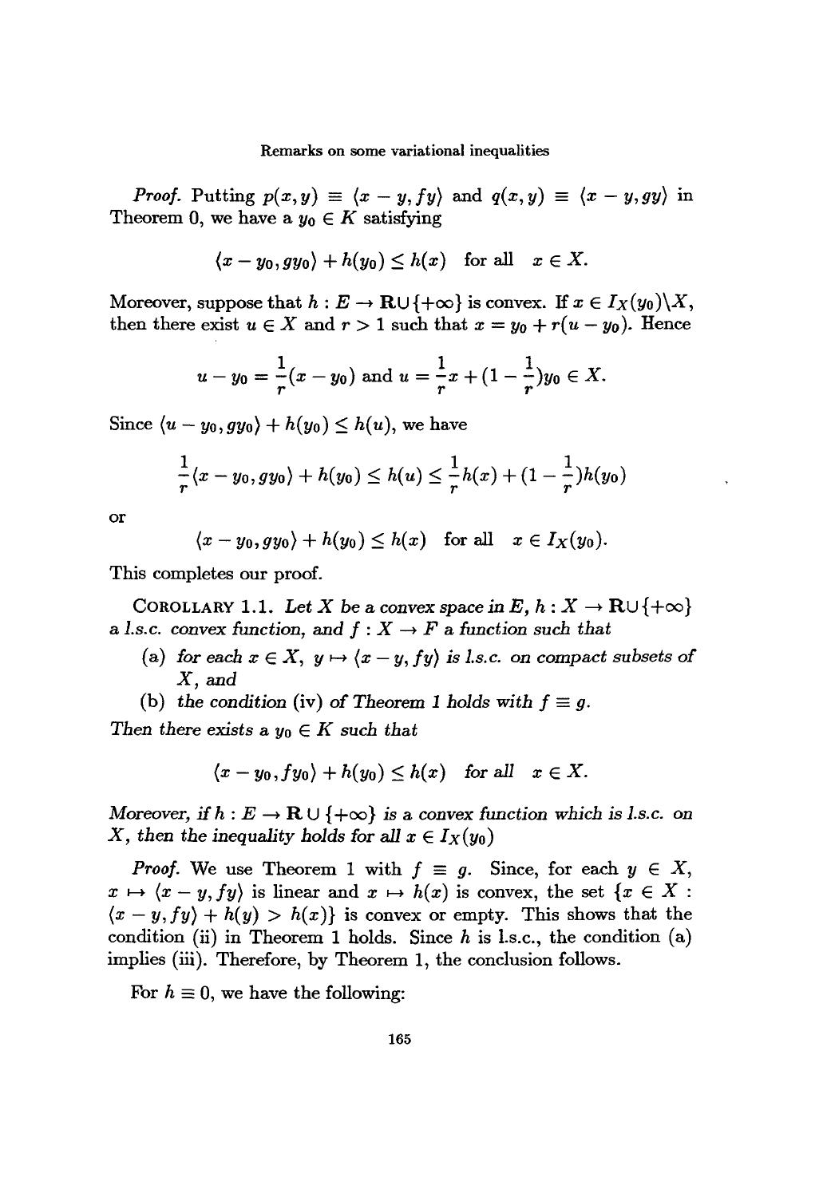*Proof.* Putting $p(x,y) \equiv \langle x - y, fy \rangle$ and $q(x,y) \equiv \langle x - y, gy \rangle$ in Theorem 0, we have a $y_0 \in K$ satisfying

$$\langle x - y_0, gy_0 \rangle + h(y_0) \leq h(x) \quad \text{for all} \quad x \in X.$$

Moreover, suppose that $h : E \to \mathbf{R} \cup \{+\infty\}$ is convex. If $x \in I_X(y_0) \backslash X$, then there exist $u \in X$ and $r > 1$ such that $x = y_0 + r(u - y_0)$. Hence

$$u - y_0 = \frac{1}{r}(x - y_0) \text{ and } u = \frac{1}{r}x + (1 - \frac{1}{r})y_0 \in X.$$

Since $\langle u - y_0, gy_0 \rangle + h(y_0) \leq h(u)$, we have

$$\frac{1}{r}\langle x - y_0, gy_0 \rangle + h(y_0) \leq h(u) \leq \frac{1}{r}h(x) + (1 - \frac{1}{r})h(y_0)$$

or

$$\langle x - y_0, gy_0 \rangle + h(y_0) \leq h(x) \quad \text{for all} \quad x \in I_X(y_0).$$

This completes our proof.

COROLLARY 1.1. *Let $X$ be a convex space in $E$, $h : X \to \mathbf{R} \cup \{+\infty\}$ a l.s.c. convex function, and $f : X \to F$ a function such that*

(a) *for each $x \in X$, $y \mapsto \langle x - y, fy \rangle$ is l.s.c. on compact subsets of $X$, and*

(b) *the condition* (iv) *of Theorem 1 holds with $f \equiv g$.*

*Then there exists a $y_0 \in K$ such that*

$$\langle x - y_0, fy_0 \rangle + h(y_0) \leq h(x) \quad \textit{for all} \quad x \in X.$$

*Moreover, if $h : E \to \mathbf{R} \cup \{+\infty\}$ is a convex function which is l.s.c. on $X$, then the inequality holds for all $x \in I_X(y_0)$*

*Proof.* We use Theorem 1 with $f \equiv g$. Since, for each $y \in X$, $x \mapsto \langle x - y, fy \rangle$ is linear and $x \mapsto h(x)$ is convex, the set $\{x \in X : \langle x - y, fy \rangle + h(y) > h(x)\}$ is convex or empty. This shows that the condition (ii) in Theorem 1 holds. Since $h$ is l.s.c., the condition (a) implies (iii). Therefore, by Theorem 1, the conclusion follows.

For $h \equiv 0$, we have the following: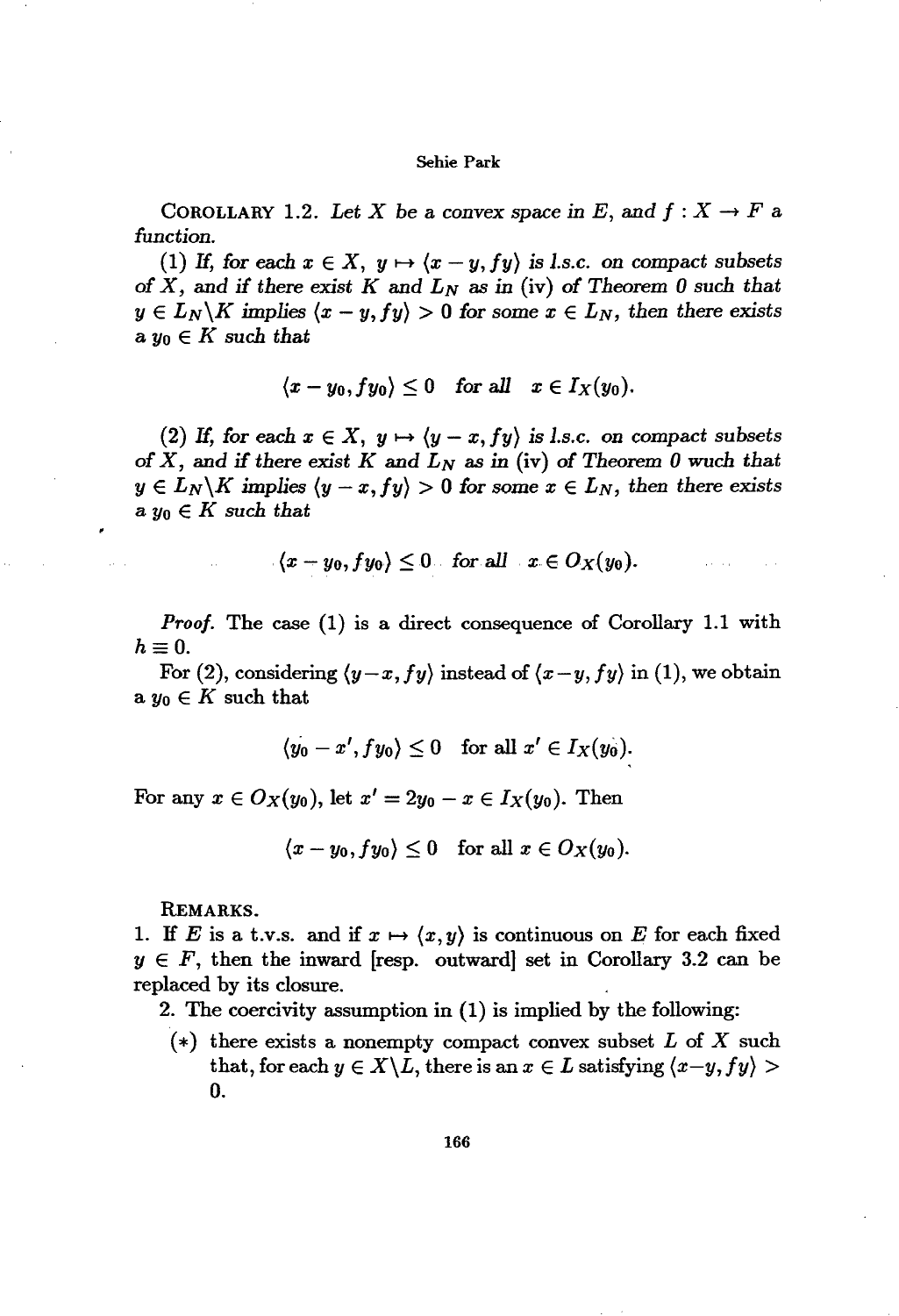COROLLARY 1.2. *Let $X$ be a convex space in $E$, and $f : X \to F$ a function.*

(1) *If, for each $x \in X$, $y \mapsto \langle x - y, fy \rangle$ is l.s.c. on compact subsets of $X$, and if there exist $K$ and $L_N$ as in* (iv) *of Theorem 0 such that $y \in L_N \backslash K$ implies $\langle x - y, fy \rangle > 0$ for some $x \in L_N$, then there exists a $y_0 \in K$ such that*

$$\langle x - y_0, fy_0 \rangle \leq 0 \quad \text{for all} \quad x \in I_X(y_0).$$

(2) *If, for each $x \in X$, $y \mapsto \langle y - x, fy \rangle$ is l.s.c. on compact subsets of $X$, and if there exist $K$ and $L_N$ as in* (iv) *of Theorem 0 wuch that $y \in L_N \backslash K$ implies $\langle y - x, fy \rangle > 0$ for some $x \in L_N$, then there exists a $y_0 \in K$ such that*

$$\langle x - y_0, fy_0 \rangle \leq 0 \quad \text{for all} \quad x \in O_X(y_0).$$

*Proof.* The case (1) is a direct consequence of Corollary 1.1 with $h \equiv 0$.

For (2), considering $\langle y - x, fy \rangle$ instead of $\langle x - y, fy \rangle$ in (1), we obtain a $y_0 \in K$ such that

$$\langle y_0 - x', fy_0 \rangle \leq 0 \quad \text{for all } x' \in I_X(y_0).$$

For any $x \in O_X(y_0)$, let $x' = 2y_0 - x \in I_X(y_0)$. Then

$$\langle x - y_0, fy_0 \rangle \leq 0 \quad \text{for all } x \in O_X(y_0).$$

REMARKS.

1. If $E$ is a t.v.s. and if $x \mapsto \langle x, y \rangle$ is continuous on $E$ for each fixed $y \in F$, then the inward [resp. outward] set in Corollary 3.2 can be replaced by its closure.
2. The coercivity assumption in (1) is implied by the following:
   - (*) there exists a nonempty compact convex subset $L$ of $X$ such that, for each $y \in X \backslash L$, there is an $x \in L$ satisfying $\langle x - y, fy \rangle > 0$.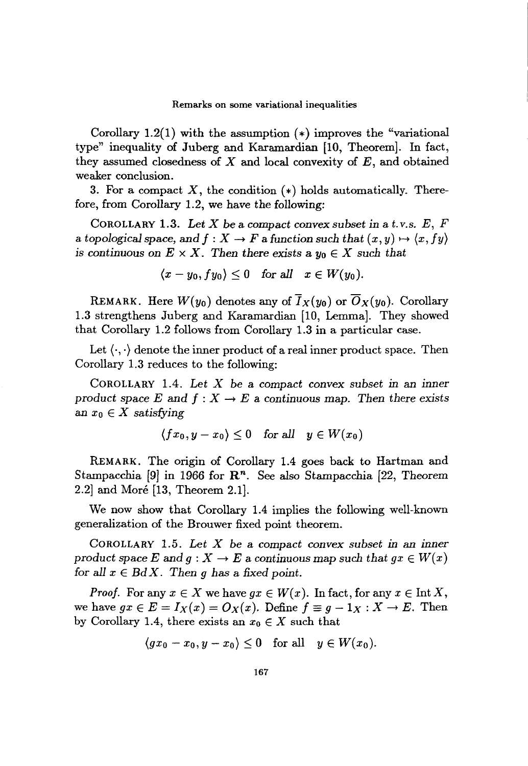Corollary 1.2(1) with the assumption $(*)$ improves the "variational type" inequality of Juberg and Karamardian [10, Theorem]. In fact, they assumed closedness of $X$ and local convexity of $E$, and obtained weaker conclusion.

3. For a compact $X$, the condition $(*)$ holds automatically. Therefore, from Corollary 1.2, we have the following:

COROLLARY 1.3. *Let $X$ be a compact convex subset in a t.v.s. $E$, $F$ a topological space, and $f : X \to F$ a function such that $(x, y) \mapsto \langle x, fy \rangle$ is continuous on $E \times X$. Then there exists a $y_0 \in X$ such that*

$$\langle x - y_0, fy_0 \rangle \leq 0 \quad \textit{for all} \quad x \in W(y_0).$$

REMARK. Here $W(y_0)$ denotes any of $\overline{I}_X(y_0)$ or $\overline{O}_X(y_0)$. Corollary 1.3 strengthens Juberg and Karamardian [10, Lemma]. They showed that Corollary 1.2 follows from Corollary 1.3 in a particular case.

Let $\langle \cdot, \cdot \rangle$ denote the inner product of a real inner product space. Then Corollary 1.3 reduces to the following:

COROLLARY 1.4. *Let $X$ be a compact convex subset in an inner product space $E$ and $f : X \to E$ a continuous map. Then there exists an $x_0 \in X$ satisfying*

$$\langle fx_0, y - x_0 \rangle \leq 0 \quad \textit{for all} \quad y \in W(x_0)$$

REMARK. The origin of Corollary 1.4 goes back to Hartman and Stampacchia [9] in 1966 for $\mathbf{R}^n$. See also Stampacchia [22, Theorem 2.2] and Moré [13, Theorem 2.1].

We now show that Corollary 1.4 implies the following well-known generalization of the Brouwer fixed point theorem.

COROLLARY 1.5. *Let $X$ be a compact convex subset in an inner product space $E$ and $g : X \to E$ a continuous map such that $gx \in W(x)$ for all $x \in Bd X$. Then $g$ has a fixed point.*

*Proof.* For any $x \in X$ we have $gx \in W(x)$. In fact, for any $x \in \operatorname{Int} X$, we have $gx \in E = I_X(x) = O_X(x)$. Define $f \equiv g - 1_X : X \to E$. Then by Corollary 1.4, there exists an $x_0 \in X$ such that

$$\langle gx_0 - x_0, y - x_0 \rangle \leq 0 \quad \text{for all} \quad y \in W(x_0).$$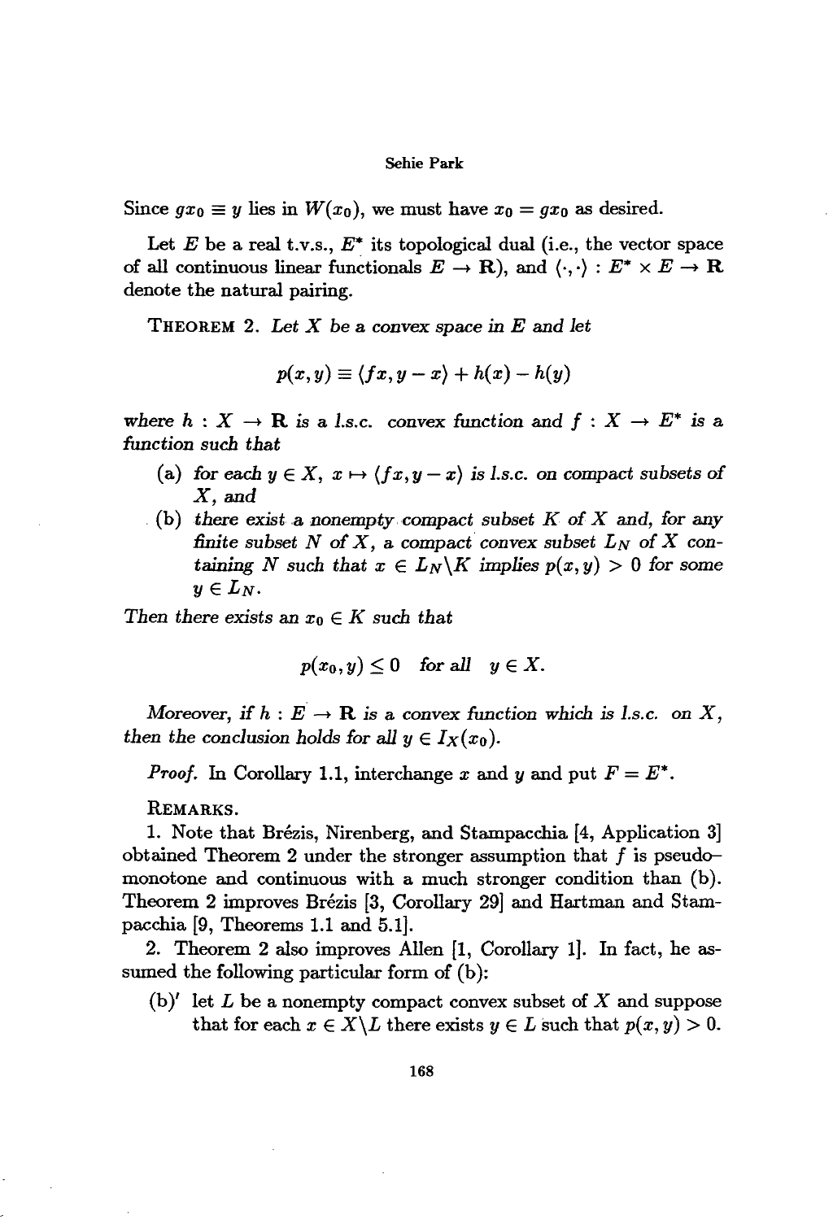Since $gx_0 \equiv y$ lies in $W(x_0)$, we must have $x_0 = gx_0$ as desired.

Let $E$ be a real t.v.s., $E^*$ its topological dual (i.e., the vector space of all continuous linear functionals $E \to \mathbf{R}$), and $\langle \cdot, \cdot \rangle : E^* \times E \to \mathbf{R}$ denote the natural pairing.

THEOREM 2. *Let $X$ be a convex space in $E$ and let*

$$p(x,y) \equiv \langle fx, y - x \rangle + h(x) - h(y)$$

*where $h : X \to \mathbf{R}$ is a l.s.c. convex function and $f : X \to E^*$ is a function such that*

(a) *for each $y \in X$, $x \mapsto \langle fx, y - x \rangle$ is l.s.c. on compact subsets of $X$, and*

(b) *there exist a nonempty compact subset $K$ of $X$ and, for any finite subset $N$ of $X$, a compact convex subset $L_N$ of $X$ containing $N$ such that $x \in L_N \backslash K$ implies $p(x,y) > 0$ for some $y \in L_N$.*

*Then there exists an $x_0 \in K$ such that*

$$p(x_0, y) \leq 0 \quad \text{for all} \quad y \in X.$$

*Moreover, if $h : E \to \mathbf{R}$ is a convex function which is l.s.c. on $X$, then the conclusion holds for all $y \in I_X(x_0)$.*

*Proof.* In Corollary 1.1, interchange $x$ and $y$ and put $F = E^*$.

REMARKS.

1. Note that Brézis, Nirenberg, and Stampacchia [4, Application 3] obtained Theorem 2 under the stronger assumption that $f$ is pseudo-monotone and continuous with a much stronger condition than (b). Theorem 2 improves Brézis [3, Corollary 29] and Hartman and Stampacchia [9, Theorems 1.1 and 5.1].

2. Theorem 2 also improves Allen [1, Corollary 1]. In fact, he assumed the following particular form of (b):

(b)′ let $L$ be a nonempty compact convex subset of $X$ and suppose that for each $x \in X \backslash L$ there exists $y \in L$ such that $p(x,y) > 0$.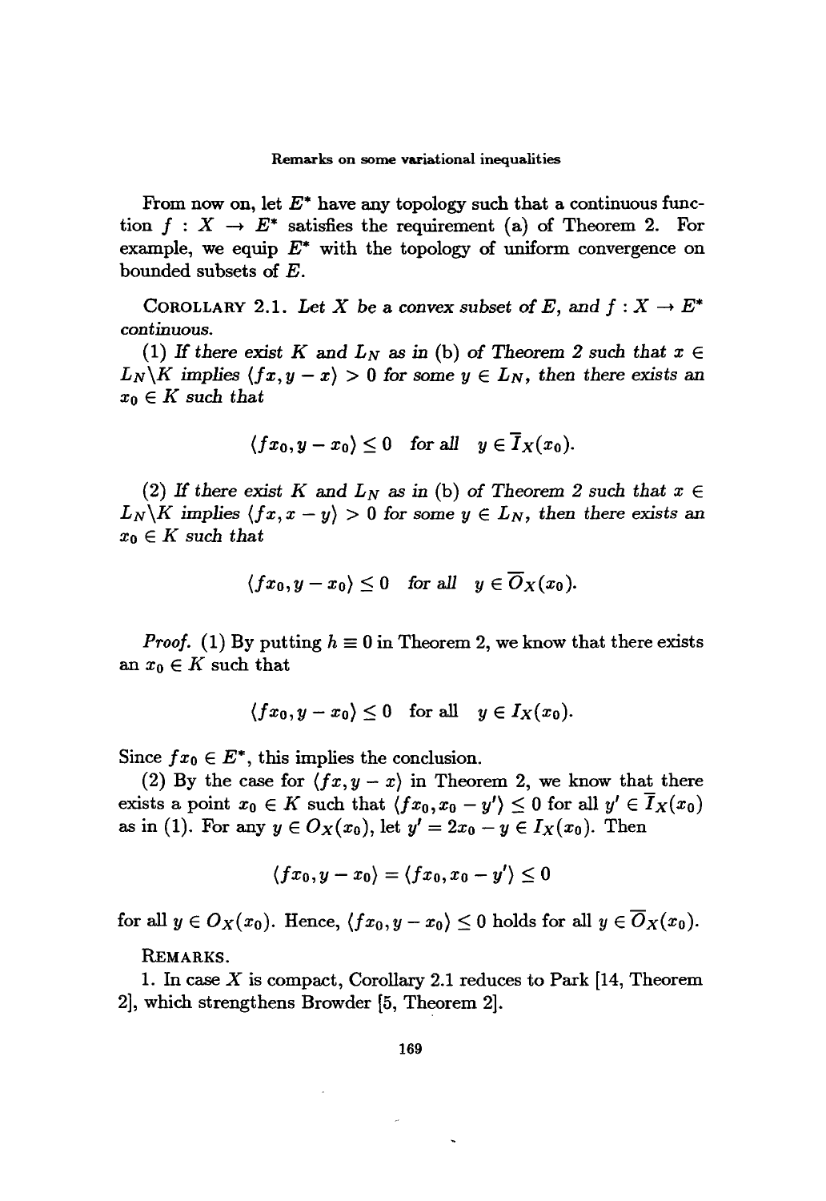From now on, let $E^*$ have any topology such that a continuous function $f : X \to E^*$ satisfies the requirement (a) of Theorem 2. For example, we equip $E^*$ with the topology of uniform convergence on bounded subsets of $E$.

COROLLARY 2.1. *Let $X$ be a convex subset of $E$, and $f : X \to E^*$ continuous.*

*(1) If there exist $K$ and $L_N$ as in (b) of Theorem 2 such that $x \in L_N \backslash K$ implies $\langle fx, y - x \rangle > 0$ for some $y \in L_N$, then there exists an $x_0 \in K$ such that*

$$\langle fx_0, y - x_0 \rangle \leq 0 \quad \text{for all} \quad y \in \overline{I}_X(x_0).$$

*(2) If there exist $K$ and $L_N$ as in (b) of Theorem 2 such that $x \in L_N \backslash K$ implies $\langle fx, x - y \rangle > 0$ for some $y \in L_N$, then there exists an $x_0 \in K$ such that*

$$\langle fx_0, y - x_0 \rangle \leq 0 \quad \text{for all} \quad y \in \overline{O}_X(x_0).$$

*Proof.* (1) By putting $h \equiv 0$ in Theorem 2, we know that there exists an $x_0 \in K$ such that

$$\langle fx_0, y - x_0 \rangle \leq 0 \quad \text{for all} \quad y \in I_X(x_0).$$

Since $fx_0 \in E^*$, this implies the conclusion.

(2) By the case for $\langle fx, y - x \rangle$ in Theorem 2, we know that there exists a point $x_0 \in K$ such that $\langle fx_0, x_0 - y' \rangle \leq 0$ for all $y' \in \overline{I}_X(x_0)$ as in (1). For any $y \in O_X(x_0)$, let $y' = 2x_0 - y \in I_X(x_0)$. Then

$$\langle fx_0, y - x_0 \rangle = \langle fx_0, x_0 - y' \rangle \leq 0$$

for all $y \in O_X(x_0)$. Hence, $\langle fx_0, y - x_0 \rangle \leq 0$ holds for all $y \in \overline{O}_X(x_0)$.

REMARKS.

1. In case $X$ is compact, Corollary 2.1 reduces to Park [14, Theorem 2], which strengthens Browder [5, Theorem 2].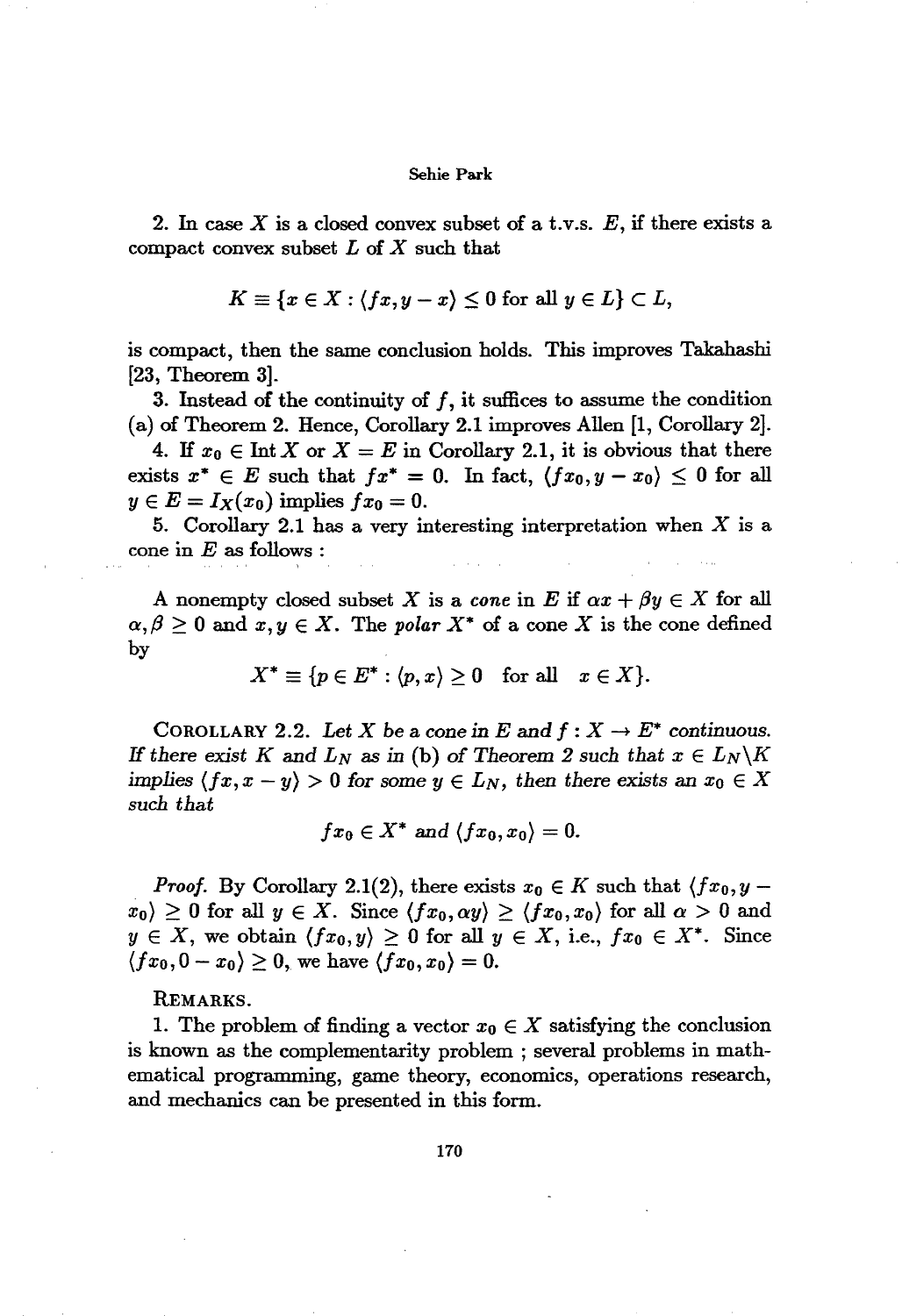2. In case $X$ is a closed convex subset of a t.v.s. $E$, if there exists a compact convex subset $L$ of $X$ such that

$$K \equiv \{x \in X : \langle fx, y - x \rangle \leq 0 \text{ for all } y \in L\} \subset L,$$

is compact, then the same conclusion holds. This improves Takahashi [23, Theorem 3].

3. Instead of the continuity of $f$, it suffices to assume the condition (a) of Theorem 2. Hence, Corollary 2.1 improves Allen [1, Corollary 2].

4. If $x_0 \in \operatorname{Int} X$ or $X = E$ in Corollary 2.1, it is obvious that there exists $x^* \in E$ such that $fx^* = 0$. In fact, $\langle fx_0, y - x_0 \rangle \leq 0$ for all $y \in E = I_X(x_0)$ implies $fx_0 = 0$.

5. Corollary 2.1 has a very interesting interpretation when $X$ is a cone in $E$ as follows :

A nonempty closed subset $X$ is a *cone* in $E$ if $\alpha x + \beta y \in X$ for all $\alpha, \beta \geq 0$ and $x, y \in X$. The *polar* $X^*$ of a cone $X$ is the cone defined by

$$X^* \equiv \{p \in E^* : \langle p, x \rangle \geq 0 \quad \text{for all} \quad x \in X\}.$$

COROLLARY 2.2. *Let $X$ be a cone in $E$ and $f : X \to E^*$ continuous. If there exist $K$ and $L_N$ as in* (b) *of Theorem 2 such that $x \in L_N \backslash K$ implies $\langle fx, x - y \rangle > 0$ for some $y \in L_N$, then there exists an $x_0 \in X$ such that*

$$fx_0 \in X^* \text{ and } \langle fx_0, x_0 \rangle = 0.$$

*Proof.* By Corollary 2.1(2), there exists $x_0 \in K$ such that $\langle fx_0, y - x_0 \rangle \geq 0$ for all $y \in X$. Since $\langle fx_0, \alpha y \rangle \geq \langle fx_0, x_0 \rangle$ for all $\alpha > 0$ and $y \in X$, we obtain $\langle fx_0, y \rangle \geq 0$ for all $y \in X$, i.e., $fx_0 \in X^*$. Since $\langle fx_0, 0 - x_0 \rangle \geq 0$, we have $\langle fx_0, x_0 \rangle = 0$.

REMARKS.

1. The problem of finding a vector $x_0 \in X$ satisfying the conclusion is known as the complementarity problem ; several problems in mathematical programming, game theory, economics, operations research, and mechanics can be presented in this form.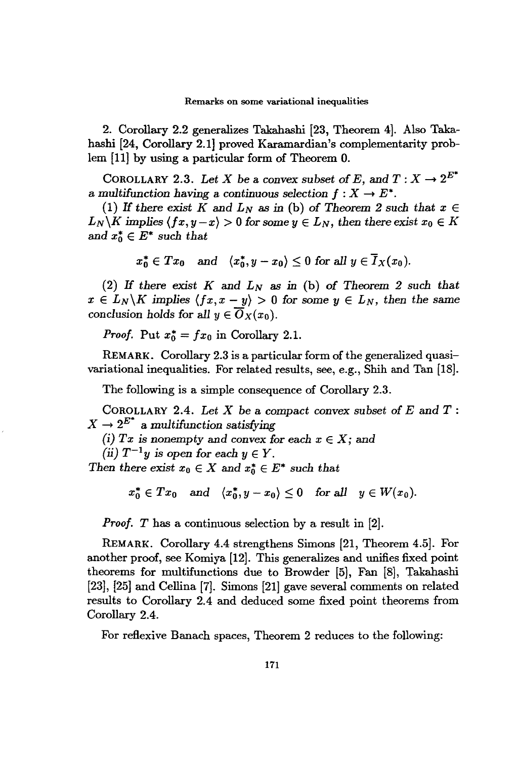2. Corollary 2.2 generalizes Takahashi [23, Theorem 4]. Also Takahashi [24, Corollary 2.1] proved Karamardian's complementarity problem [11] by using a particular form of Theorem 0.

COROLLARY 2.3. *Let $X$ be a convex subset of $E$, and $T : X \to 2^{E^*}$ a multifunction having a continuous selection $f : X \to E^*$.*

*(1) If there exist $K$ and $L_N$ as in* (b) *of Theorem 2 such that $x \in L_N \backslash K$ implies $\langle fx, y - x\rangle > 0$ for some $y \in L_N$, then there exist $x_0 \in K$ and $x_0^* \in E^*$ such that*

$$x_0^* \in Tx_0 \quad \text{and} \quad \langle x_0^*, y - x_0 \rangle \leq 0 \text{ for all } y \in \overline{I}_X(x_0).$$

*(2) If there exist $K$ and $L_N$ as in* (b) *of Theorem 2 such that $x \in L_N \backslash K$ implies $\langle fx, x - y\rangle > 0$ for some $y \in L_N$, then the same conclusion holds for all $y \in \overline{O}_X(x_0)$.*

*Proof.* Put $x_0^* = fx_0$ in Corollary 2.1.

REMARK. Corollary 2.3 is a particular form of the generalized quasi-variational inequalities. For related results, see, e.g., Shih and Tan [18].

The following is a simple consequence of Corollary 2.3.

COROLLARY 2.4. *Let $X$ be a compact convex subset of $E$ and $T : X \to 2^{E^*}$ a multifunction satisfying*

*(i) $Tx$ is nonempty and convex for each $x \in X$; and*

*(ii) $T^{-1}y$ is open for each $y \in Y$.*

*Then there exist $x_0 \in X$ and $x_0^* \in E^*$ such that*

$$x_0^* \in Tx_0 \quad \text{and} \quad \langle x_0^*, y - x_0 \rangle \leq 0 \quad \text{for all} \quad y \in W(x_0).$$

*Proof.* $T$ has a continuous selection by a result in [2].

REMARK. Corollary 4.4 strengthens Simons [21, Theorem 4.5]. For another proof, see Komiya [12]. This generalizes and unifies fixed point theorems for multifunctions due to Browder [5], Fan [8], Takahashi [23], [25] and Cellina [7]. Simons [21] gave several comments on related results to Corollary 2.4 and deduced some fixed point theorems from Corollary 2.4.

For reflexive Banach spaces, Theorem 2 reduces to the following: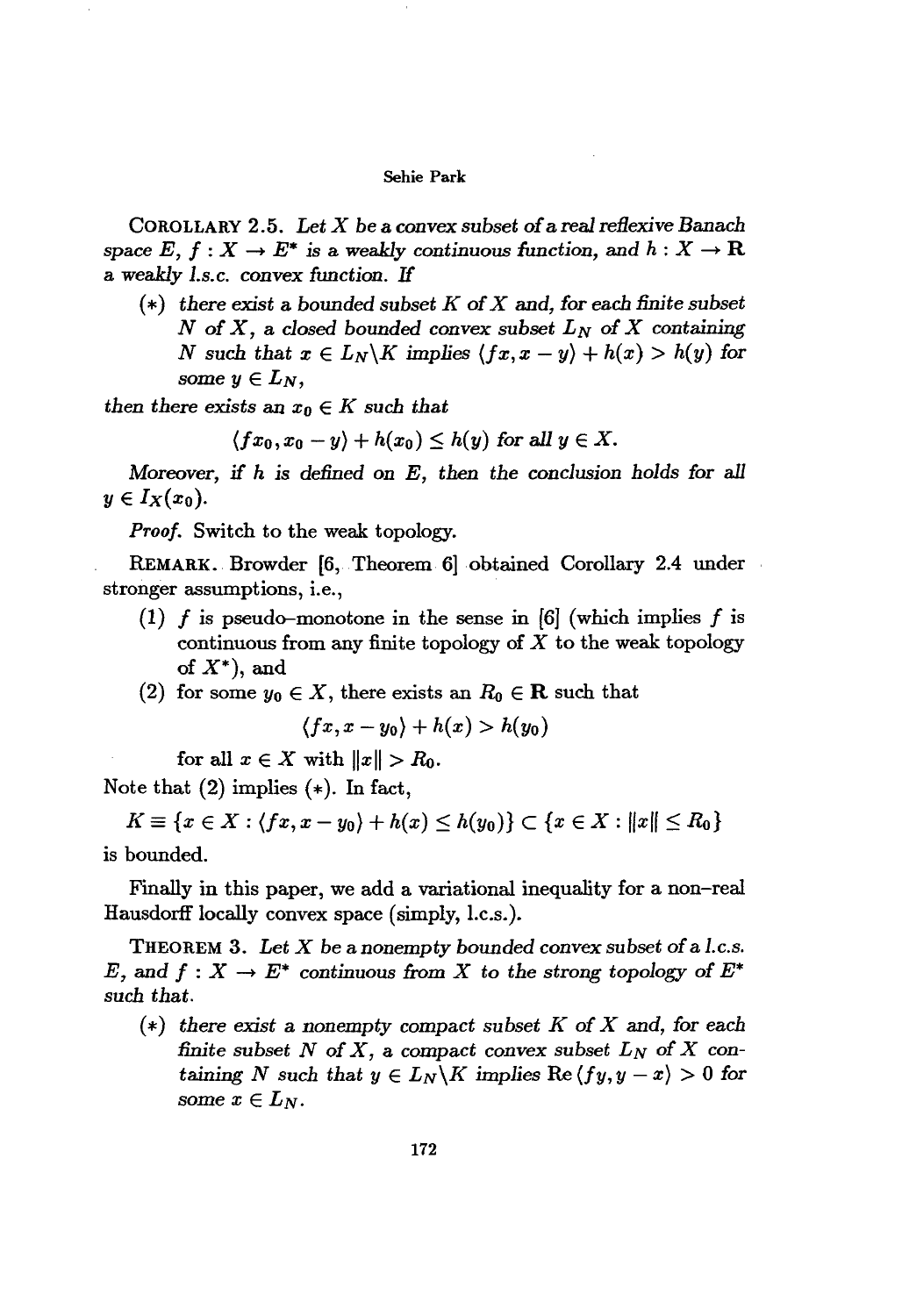COROLLARY 2.5. *Let $X$ be a convex subset of a real reflexive Banach space $E$, $f : X \to E^*$ is a weakly continuous function, and $h : X \to \mathbf{R}$ a weakly l.s.c. convex function. If*

($*$) *there exist a bounded subset $K$ of $X$ and, for each finite subset $N$ of $X$, a closed bounded convex subset $L_N$ of $X$ containing $N$ such that $x \in L_N \backslash K$ implies $\langle fx, x - y\rangle + h(x) > h(y)$ for some $y \in L_N$,*

*then there exists an $x_0 \in K$ such that*

$$\langle fx_0, x_0 - y\rangle + h(x_0) \leq h(y) \text{ for all } y \in X.$$

*Moreover, if $h$ is defined on $E$, then the conclusion holds for all $y \in I_X(x_0)$.*

*Proof.* Switch to the weak topology.

REMARK. Browder [6, Theorem 6] obtained Corollary 2.4 under stronger assumptions, i.e.,

(1) $f$ is pseudo–monotone in the sense in [6] (which implies $f$ is continuous from any finite topology of $X$ to the weak topology of $X^*$), and

(2) for some $y_0 \in X$, there exists an $R_0 \in \mathbf{R}$ such that

$$\langle fx, x - y_0\rangle + h(x) > h(y_0)$$

for all $x \in X$ with $\|x\| > R_0$.

Note that (2) implies ($*$). In fact,

$$K \equiv \{x \in X : \langle fx, x - y_0\rangle + h(x) \leq h(y_0)\} \subset \{x \in X : \|x\| \leq R_0\}$$

is bounded.

Finally in this paper, we add a variational inequality for a non–real Hausdorff locally convex space (simply, l.c.s.).

THEOREM 3. *Let $X$ be a nonempty bounded convex subset of a l.c.s. $E$, and $f : X \to E^*$ continuous from $X$ to the strong topology of $E^*$ such that.*

($*$) *there exist a nonempty compact subset $K$ of $X$ and, for each finite subset $N$ of $X$, a compact convex subset $L_N$ of $X$ containing $N$ such that $y \in L_N \backslash K$ implies $\operatorname{Re}\langle fy, y - x\rangle > 0$ for some $x \in L_N$.*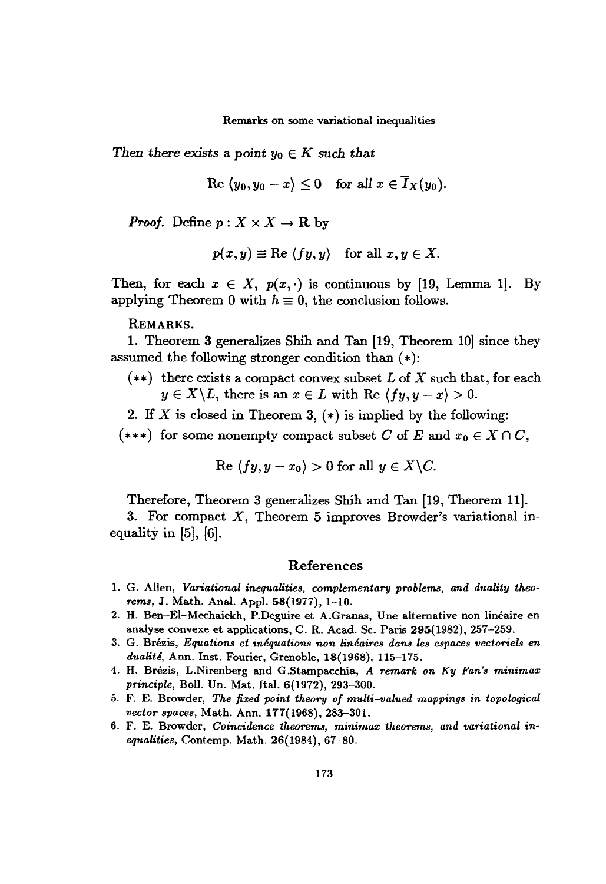*Then there exists a point $y_0 \in K$ such that*

$$\text{Re } \langle y_0, y_0 - x \rangle \leq 0 \quad \text{for all } x \in \overline{I}_X(y_0).$$

***Proof.*** Define $p : X \times X \to \mathbf{R}$ by

$$p(x, y) \equiv \text{Re } \langle fy, y \rangle \quad \text{for all } x, y \in X.$$

Then, for each $x \in X$, $p(x, \cdot)$ is continuous by [19, Lemma 1]. By applying Theorem 0 with $h \equiv 0$, the conclusion follows.

REMARKS.

1. Theorem 3 generalizes Shih and Tan [19, Theorem 10] since they assumed the following stronger condition than $(*)$:

   $(**)$ there exists a compact convex subset $L$ of $X$ such that, for each $y \in X \backslash L$, there is an $x \in L$ with $\text{Re } \langle fy, y - x \rangle > 0$.

2. If $X$ is closed in Theorem 3, $(*)$ is implied by the following:

   $(***)$ for some nonempty compact subset $C$ of $E$ and $x_0 \in X \cap C$,

   $$\text{Re } \langle fy, y - x_0 \rangle > 0 \text{ for all } y \in X \backslash C.$$

   Therefore, Theorem 3 generalizes Shih and Tan [19, Theorem 11].

3. For compact $X$, Theorem 5 improves Browder's variational inequality in [5], [6].

## References

1. G. Allen, *Variational inequalities, complementary problems, and duality theorems*, J. Math. Anal. Appl. **58**(1977), 1–10.
2. H. Ben–El–Mechaiekh, P.Deguire et A.Granas, Une alternative non linéaire en analyse convexe et applications, C. R. Acad. Sc. Paris **295**(1982), 257–259.
3. G. Brézis, *Equations et inéquations non linéaires dans les espaces vectoriels en dualité*, Ann. Inst. Fourier, Grenoble, **18**(1968), 115–175.
4. H. Brézis, L.Nirenberg and G.Stampacchia, *A remark on Ky Fan's minimax principle*, Boll. Un. Mat. Ital. **6**(1972), 293–300.
5. F. E. Browder, *The fixed point theory of multi–valued mappings in topological vector spaces*, Math. Ann. **177**(1968), 283–301.
6. F. E. Browder, *Coincidence theorems, minimax theorems, and variational inequalities*, Contemp. Math. **26**(1984), 67–80.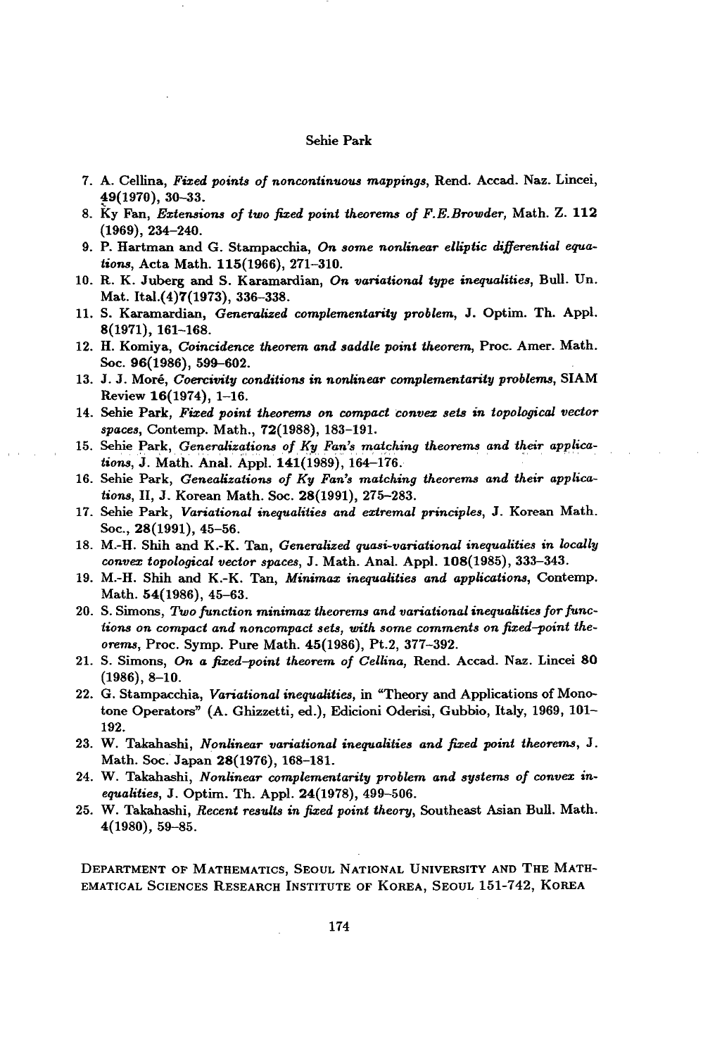7. A. Cellina, *Fixed points of noncontinuous mappings*, Rend. Accad. Naz. Lincei, 49(1970), 30–33.
8. Ky Fan, *Extensions of two fixed point theorems of F.E.Browder*, Math. Z. **112** (1969), 234–240.
9. P. Hartman and G. Stampacchia, *On some nonlinear elliptic differential equations*, Acta Math. **115**(1966), 271–310.
10. R. K. Juberg and S. Karamardian, *On variational type inequalities*, Bull. Un. Mat. Ital.(4)**7**(1973), 336–338.
11. S. Karamardian, *Generalized complementarity problem*, J. Optim. Th. Appl. **8**(1971), 161–168.
12. H. Komiya, *Coincidence theorem and saddle point theorem*, Proc. Amer. Math. Soc. **96**(1986), 599–602.
13. J. J. Moré, *Coercivity conditions in nonlinear complementarity problems*, SIAM Review **16**(1974), 1–16.
14. Sehie Park, *Fixed point theorems on compact convex sets in topological vector spaces*, Contemp. Math., **72**(1988), 183–191.
15. Sehie Park, *Generalizations of Ky Fan's matching theorems and their applications*, J. Math. Anal. Appl. **141**(1989), 164–176.
16. Sehie Park, *Genealizations of Ky Fan's matching theorems and their applications*, II, J. Korean Math. Soc. **28**(1991), 275–283.
17. Sehie Park, *Variational inequalities and extremal principles*, J. Korean Math. Soc., **28**(1991), 45–56.
18. M.-H. Shih and K.-K. Tan, *Generalized quasi-variational inequalities in locally convex topological vector spaces*, J. Math. Anal. Appl. **108**(1985), 333–343.
19. M.-H. Shih and K.-K. Tan, *Minimax inequalities and applications*, Contemp. Math. **54**(1986), 45–63.
20. S. Simons, *Two function minimax theorems and variational inequalities for functions on compact and noncompact sets, with some comments on fixed-point theorems*, Proc. Symp. Pure Math. **45**(1986), Pt.2, 377–392.
21. S. Simons, *On a fixed-point theorem of Cellina*, Rend. Accad. Naz. Lincei **80** (1986), 8–10.
22. G. Stampacchia, *Variational inequalities*, in "Theory and Applications of Monotone Operators" (A. Ghizzetti, ed.), Edicioni Oderisi, Gubbio, Italy, 1969, 101–192.
23. W. Takahashi, *Nonlinear variational inequalities and fixed point theorems*, J. Math. Soc. Japan **28**(1976), 168–181.
24. W. Takahashi, *Nonlinear complementarity problem and systems of convex inequalities*, J. Optim. Th. Appl. **24**(1978), 499–506.
25. W. Takahashi, *Recent results in fixed point theory*, Southeast Asian Bull. Math. **4**(1980), 59–85.

Department of Mathematics, Seoul National University and The Mathematical Sciences Research Institute of Korea, Seoul 151-742, Korea